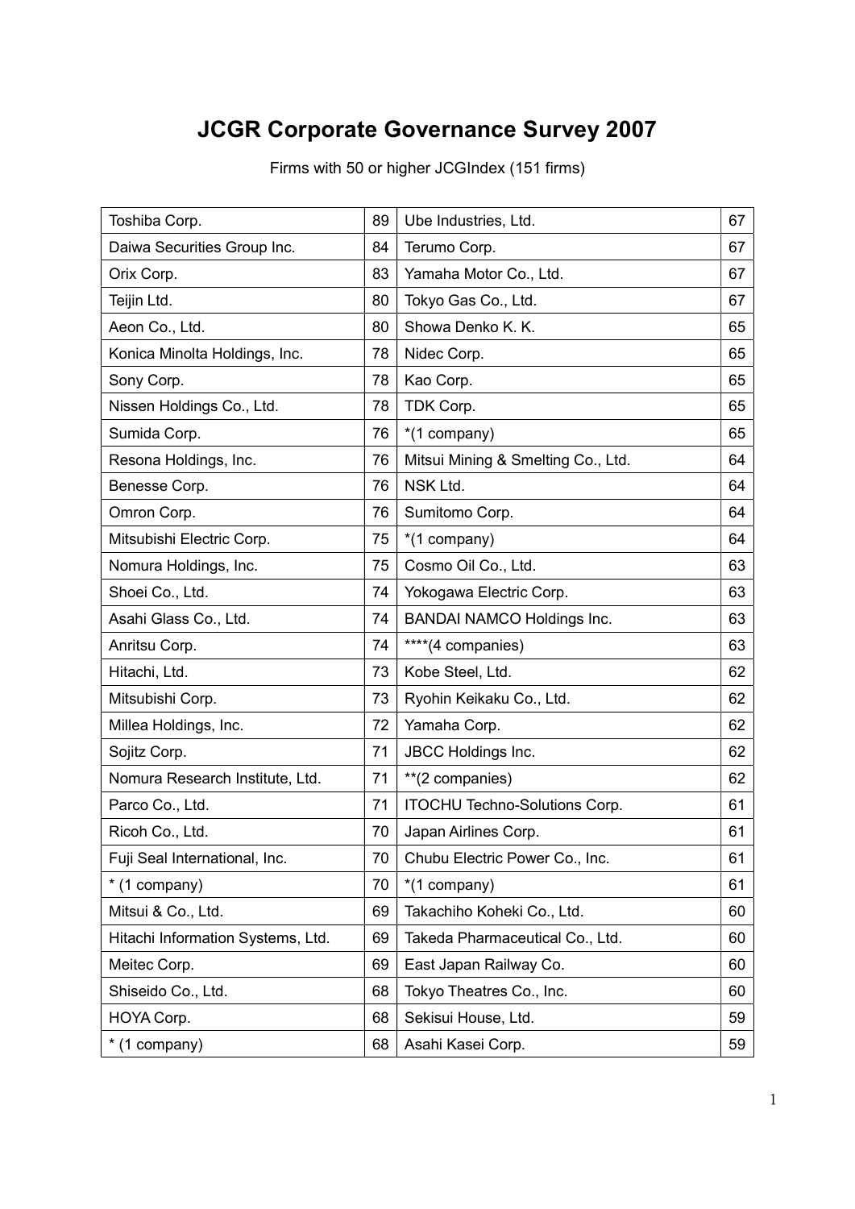# JCGR Corporate Governance Survey 2007

Firms with 50 or higher JCGIndex (151 firms)

| | | | |
|---|---|---|---|
| Toshiba Corp. | 89 | Ube Industries, Ltd. | 67 |
| Daiwa Securities Group Inc. | 84 | Terumo Corp. | 67 |
| Orix Corp. | 83 | Yamaha Motor Co., Ltd. | 67 |
| Teijin Ltd. | 80 | Tokyo Gas Co., Ltd. | 67 |
| Aeon Co., Ltd. | 80 | Showa Denko K. K. | 65 |
| Konica Minolta Holdings, Inc. | 78 | Nidec Corp. | 65 |
| Sony Corp. | 78 | Kao Corp. | 65 |
| Nissen Holdings Co., Ltd. | 78 | TDK Corp. | 65 |
| Sumida Corp. | 76 | *(1 company) | 65 |
| Resona Holdings, Inc. | 76 | Mitsui Mining & Smelting Co., Ltd. | 64 |
| Benesse Corp. | 76 | NSK Ltd. | 64 |
| Omron Corp. | 76 | Sumitomo Corp. | 64 |
| Mitsubishi Electric Corp. | 75 | *(1 company) | 64 |
| Nomura Holdings, Inc. | 75 | Cosmo Oil Co., Ltd. | 63 |
| Shoei Co., Ltd. | 74 | Yokogawa Electric Corp. | 63 |
| Asahi Glass Co., Ltd. | 74 | BANDAI NAMCO Holdings Inc. | 63 |
| Anritsu Corp. | 74 | ****(4 companies) | 63 |
| Hitachi, Ltd. | 73 | Kobe Steel, Ltd. | 62 |
| Mitsubishi Corp. | 73 | Ryohin Keikaku Co., Ltd. | 62 |
| Millea Holdings, Inc. | 72 | Yamaha Corp. | 62 |
| Sojitz Corp. | 71 | JBCC Holdings Inc. | 62 |
| Nomura Research Institute, Ltd. | 71 | **(2 companies) | 62 |
| Parco Co., Ltd. | 71 | ITOCHU Techno-Solutions Corp. | 61 |
| Ricoh Co., Ltd. | 70 | Japan Airlines Corp. | 61 |
| Fuji Seal International, Inc. | 70 | Chubu Electric Power Co., Inc. | 61 |
| * (1 company) | 70 | *(1 company) | 61 |
| Mitsui & Co., Ltd. | 69 | Takachiho Koheki Co., Ltd. | 60 |
| Hitachi Information Systems, Ltd. | 69 | Takeda Pharmaceutical Co., Ltd. | 60 |
| Meitec Corp. | 69 | East Japan Railway Co. | 60 |
| Shiseido Co., Ltd. | 68 | Tokyo Theatres Co., Inc. | 60 |
| HOYA Corp. | 68 | Sekisui House, Ltd. | 59 |
| * (1 company) | 68 | Asahi Kasei Corp. | 59 |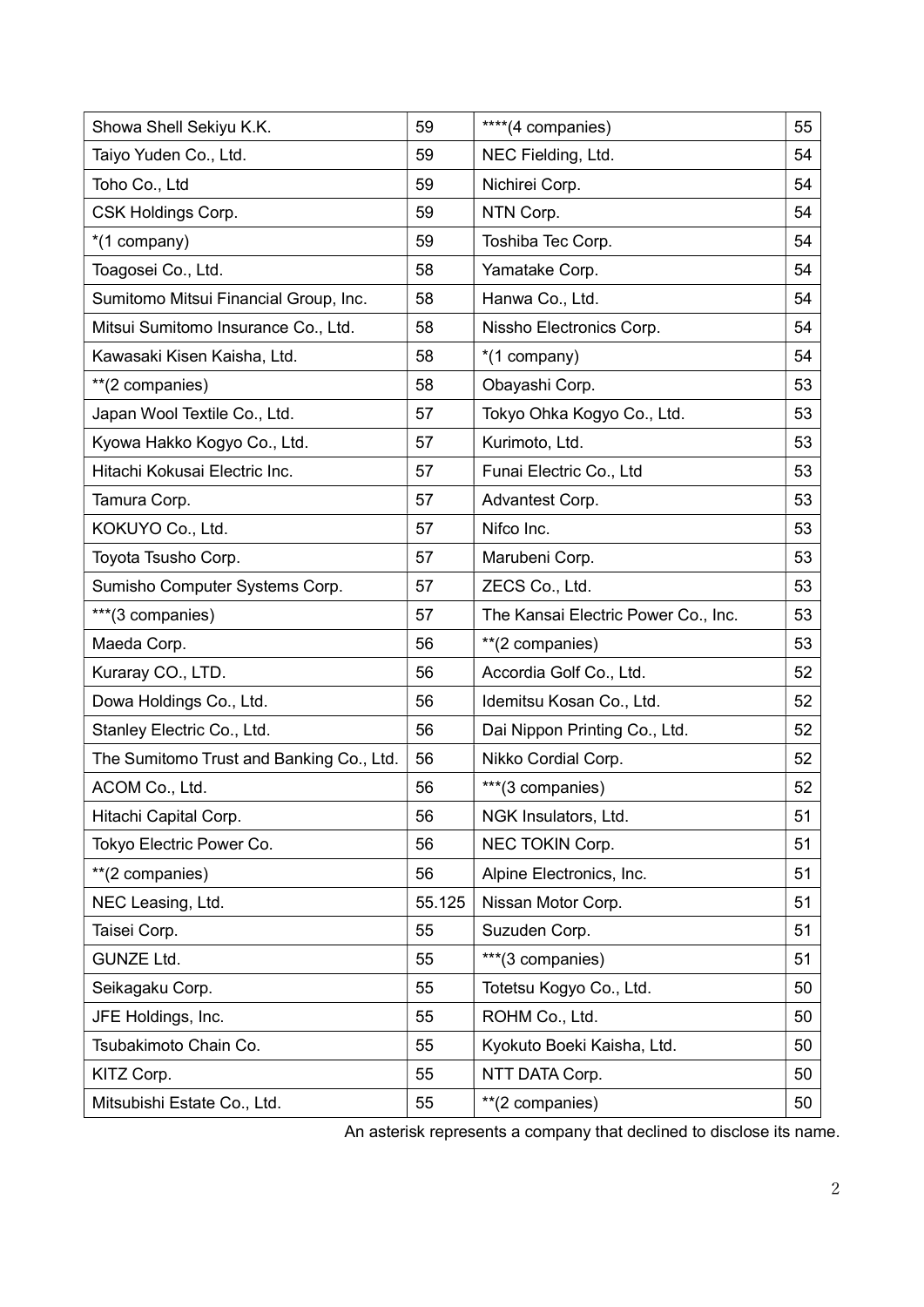| | | | |
|---|---|---|---|
| Showa Shell Sekiyu K.K. | 59 | ****(4 companies) | 55 |
| Taiyo Yuden Co., Ltd. | 59 | NEC Fielding, Ltd. | 54 |
| Toho Co., Ltd | 59 | Nichirei Corp. | 54 |
| CSK Holdings Corp. | 59 | NTN Corp. | 54 |
| *(1 company) | 59 | Toshiba Tec Corp. | 54 |
| Toagosei Co., Ltd. | 58 | Yamatake Corp. | 54 |
| Sumitomo Mitsui Financial Group, Inc. | 58 | Hanwa Co., Ltd. | 54 |
| Mitsui Sumitomo Insurance Co., Ltd. | 58 | Nissho Electronics Corp. | 54 |
| Kawasaki Kisen Kaisha, Ltd. | 58 | *(1 company) | 54 |
| **(2 companies) | 58 | Obayashi Corp. | 53 |
| Japan Wool Textile Co., Ltd. | 57 | Tokyo Ohka Kogyo Co., Ltd. | 53 |
| Kyowa Hakko Kogyo Co., Ltd. | 57 | Kurimoto, Ltd. | 53 |
| Hitachi Kokusai Electric Inc. | 57 | Funai Electric Co., Ltd | 53 |
| Tamura Corp. | 57 | Advantest Corp. | 53 |
| KOKUYO Co., Ltd. | 57 | Nifco Inc. | 53 |
| Toyota Tsusho Corp. | 57 | Marubeni Corp. | 53 |
| Sumisho Computer Systems Corp. | 57 | ZECS Co., Ltd. | 53 |
| ***(3 companies) | 57 | The Kansai Electric Power Co., Inc. | 53 |
| Maeda Corp. | 56 | **(2 companies) | 53 |
| Kuraray CO., LTD. | 56 | Accordia Golf Co., Ltd. | 52 |
| Dowa Holdings Co., Ltd. | 56 | Idemitsu Kosan Co., Ltd. | 52 |
| Stanley Electric Co., Ltd. | 56 | Dai Nippon Printing Co., Ltd. | 52 |
| The Sumitomo Trust and Banking Co., Ltd. | 56 | Nikko Cordial Corp. | 52 |
| ACOM Co., Ltd. | 56 | ***(3 companies) | 52 |
| Hitachi Capital Corp. | 56 | NGK Insulators, Ltd. | 51 |
| Tokyo Electric Power Co. | 56 | NEC TOKIN Corp. | 51 |
| **(2 companies) | 56 | Alpine Electronics, Inc. | 51 |
| NEC Leasing, Ltd. | 55.125 | Nissan Motor Corp. | 51 |
| Taisei Corp. | 55 | Suzuden Corp. | 51 |
| GUNZE Ltd. | 55 | ***(3 companies) | 51 |
| Seikagaku Corp. | 55 | Totetsu Kogyo Co., Ltd. | 50 |
| JFE Holdings, Inc. | 55 | ROHM Co., Ltd. | 50 |
| Tsubakimoto Chain Co. | 55 | Kyokuto Boeki Kaisha, Ltd. | 50 |
| KITZ Corp. | 55 | NTT DATA Corp. | 50 |
| Mitsubishi Estate Co., Ltd. | 55 | **(2 companies) | 50 |

An asterisk represents a company that declined to disclose its name.